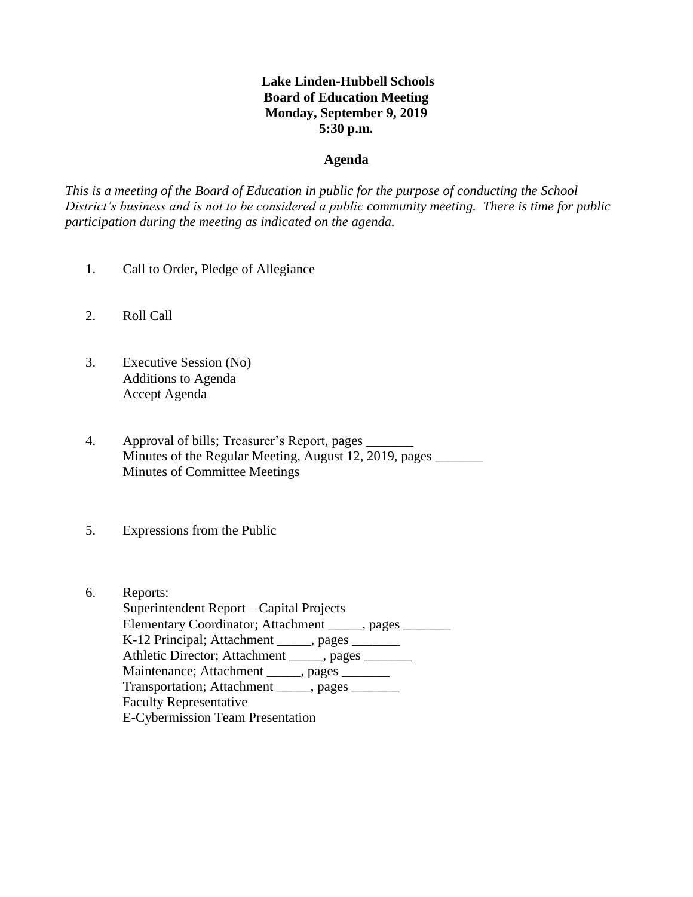**Lake Linden-Hubbell Schools**
**Board of Education Meeting**
**Monday, September 9, 2019**
**5:30 p.m.**

**Agenda**

*This is a meeting of the Board of Education in public for the purpose of conducting the School District's business and is not to be considered a public community meeting. There is time for public participation during the meeting as indicated on the agenda.*

1. Call to Order, Pledge of Allegiance

2. Roll Call

3. Executive Session (No)
   Additions to Agenda
   Accept Agenda

4. Approval of bills; Treasurer's Report, pages _______
   Minutes of the Regular Meeting, August 12, 2019, pages _______
   Minutes of Committee Meetings

5. Expressions from the Public

6. Reports:
   Superintendent Report – Capital Projects
   Elementary Coordinator; Attachment _____, pages _______
   K-12 Principal; Attachment _____, pages _______
   Athletic Director; Attachment _____, pages _______
   Maintenance; Attachment _____, pages _______
   Transportation; Attachment _____, pages _______
   Faculty Representative
   E-Cybermission Team Presentation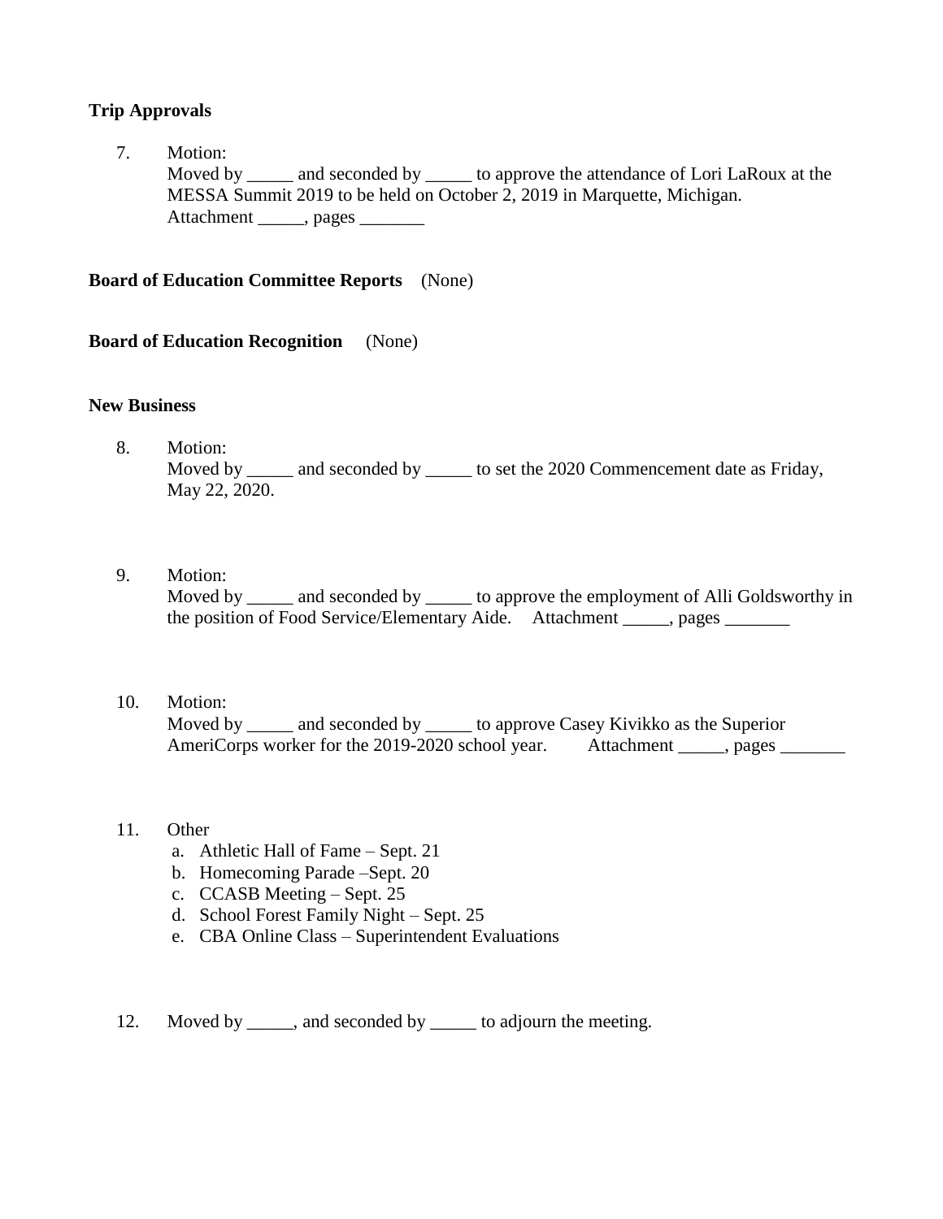**Trip Approvals**

7. Motion:
   Moved by _____ and seconded by _____ to approve the attendance of Lori LaRoux at the MESSA Summit 2019 to be held on October 2, 2019 in Marquette, Michigan.
   Attachment _____, pages _______

**Board of Education Committee Reports** (None)

**Board of Education Recognition** (None)

**New Business**

8. Motion:
   Moved by _____ and seconded by _____ to set the 2020 Commencement date as Friday, May 22, 2020.

9. Motion:
   Moved by _____ and seconded by _____ to approve the employment of Alli Goldsworthy in the position of Food Service/Elementary Aide. Attachment _____, pages _______

10. Motion:
    Moved by _____ and seconded by _____ to approve Casey Kivikko as the Superior AmeriCorps worker for the 2019-2020 school year. Attachment _____, pages _______

11. Other
    a. Athletic Hall of Fame – Sept. 21
    b. Homecoming Parade –Sept. 20
    c. CCASB Meeting – Sept. 25
    d. School Forest Family Night – Sept. 25
    e. CBA Online Class – Superintendent Evaluations

12. Moved by _____, and seconded by _____ to adjourn the meeting.